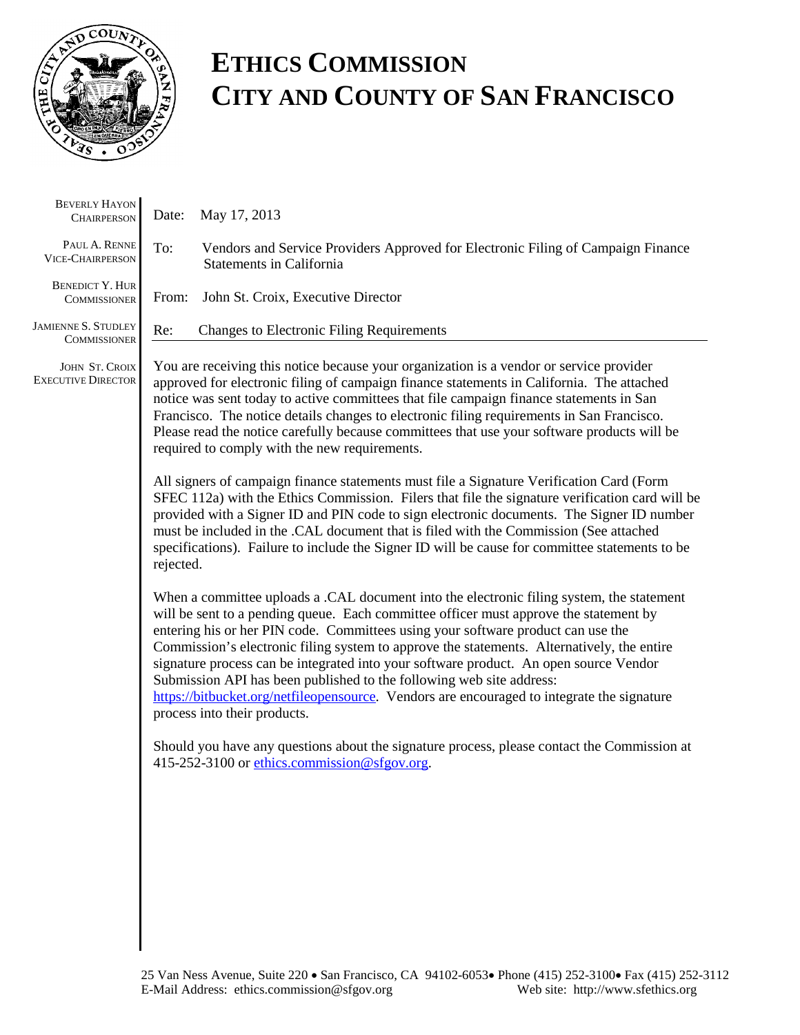# ETHICS COMMISSION
# CITY AND COUNTY OF SAN FRANCISCO

BEVERLY HAYON
CHAIRPERSON

PAUL A. RENNE
VICE-CHAIRPERSON

BENEDICT Y. HUR
COMMISSIONER

JAMIENNE S. STUDLEY
COMMISSIONER

JOHN ST. CROIX
EXECUTIVE DIRECTOR

Date: May 17, 2013

To: Vendors and Service Providers Approved for Electronic Filing of Campaign Finance Statements in California

From: John St. Croix, Executive Director

Re: Changes to Electronic Filing Requirements

---

You are receiving this notice because your organization is a vendor or service provider approved for electronic filing of campaign finance statements in California. The attached notice was sent today to active committees that file campaign finance statements in San Francisco. The notice details changes to electronic filing requirements in San Francisco. Please read the notice carefully because committees that use your software products will be required to comply with the new requirements.

All signers of campaign finance statements must file a Signature Verification Card (Form SFEC 112a) with the Ethics Commission. Filers that file the signature verification card will be provided with a Signer ID and PIN code to sign electronic documents. The Signer ID number must be included in the .CAL document that is filed with the Commission (See attached specifications). Failure to include the Signer ID will be cause for committee statements to be rejected.

When a committee uploads a .CAL document into the electronic filing system, the statement will be sent to a pending queue. Each committee officer must approve the statement by entering his or her PIN code. Committees using your software product can use the Commission's electronic filing system to approve the statements. Alternatively, the entire signature process can be integrated into your software product. An open source Vendor Submission API has been published to the following web site address: https://bitbucket.org/netfileopensource. Vendors are encouraged to integrate the signature process into their products.

Should you have any questions about the signature process, please contact the Commission at 415-252-3100 or ethics.commission@sfgov.org.

25 Van Ness Avenue, Suite 220 • San Francisco, CA 94102-6053 • Phone (415) 252-3100 • Fax (415) 252-3112
E-Mail Address: ethics.commission@sfgov.org Web site: http://www.sfethics.org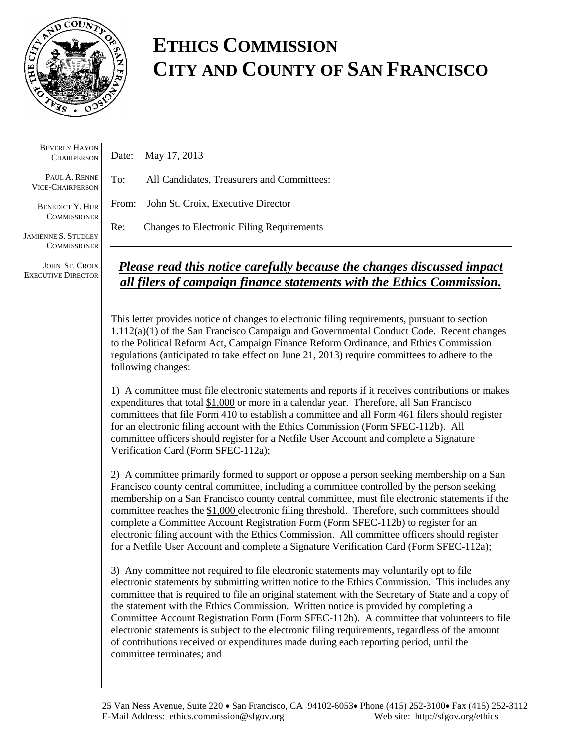# ETHICS COMMISSION
# CITY AND COUNTY OF SAN FRANCISCO

BEVERLY HAYON
CHAIRPERSON

PAUL A. RENNE
VICE-CHAIRPERSON

BENEDICT Y. HUR
COMMISSIONER

JAMIENNE S. STUDLEY
COMMISSIONER

JOHN ST. CROIX
EXECUTIVE DIRECTOR

Date: May 17, 2013

To: All Candidates, Treasurers and Committees:

From: John St. Croix, Executive Director

Re: Changes to Electronic Filing Requirements

---

***Please read this notice carefully because the changes discussed impact all filers of campaign finance statements with the Ethics Commission.***

This letter provides notice of changes to electronic filing requirements, pursuant to section 1.112(a)(1) of the San Francisco Campaign and Governmental Conduct Code. Recent changes to the Political Reform Act, Campaign Finance Reform Ordinance, and Ethics Commission regulations (anticipated to take effect on June 21, 2013) require committees to adhere to the following changes:

1) A committee must file electronic statements and reports if it receives contributions or makes expenditures that total $1,000 or more in a calendar year. Therefore, all San Francisco committees that file Form 410 to establish a committee and all Form 461 filers should register for an electronic filing account with the Ethics Commission (Form SFEC-112b). All committee officers should register for a Netfile User Account and complete a Signature Verification Card (Form SFEC-112a);

2) A committee primarily formed to support or oppose a person seeking membership on a San Francisco county central committee, including a committee controlled by the person seeking membership on a San Francisco county central committee, must file electronic statements if the committee reaches the $1,000 electronic filing threshold. Therefore, such committees should complete a Committee Account Registration Form (Form SFEC-112b) to register for an electronic filing account with the Ethics Commission. All committee officers should register for a Netfile User Account and complete a Signature Verification Card (Form SFEC-112a);

3) Any committee not required to file electronic statements may voluntarily opt to file electronic statements by submitting written notice to the Ethics Commission. This includes any committee that is required to file an original statement with the Secretary of State and a copy of the statement with the Ethics Commission. Written notice is provided by completing a Committee Account Registration Form (Form SFEC-112b). A committee that volunteers to file electronic statements is subject to the electronic filing requirements, regardless of the amount of contributions received or expenditures made during each reporting period, until the committee terminates; and

25 Van Ness Avenue, Suite 220 • San Francisco, CA 94102-6053• Phone (415) 252-3100• Fax (415) 252-3112
E-Mail Address: ethics.commission@sfgov.org Web site: http://sfgov.org/ethics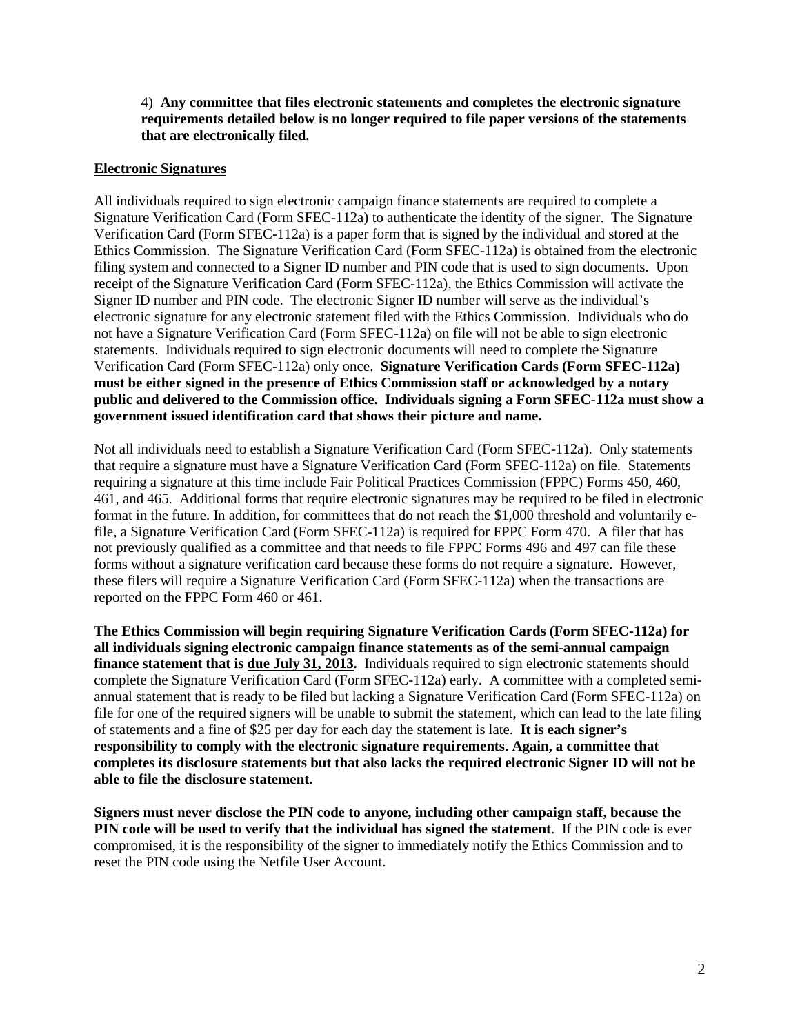4) **Any committee that files electronic statements and completes the electronic signature requirements detailed below is no longer required to file paper versions of the statements that are electronically filed.**

## Electronic Signatures

All individuals required to sign electronic campaign finance statements are required to complete a Signature Verification Card (Form SFEC-112a) to authenticate the identity of the signer. The Signature Verification Card (Form SFEC-112a) is a paper form that is signed by the individual and stored at the Ethics Commission. The Signature Verification Card (Form SFEC-112a) is obtained from the electronic filing system and connected to a Signer ID number and PIN code that is used to sign documents. Upon receipt of the Signature Verification Card (Form SFEC-112a), the Ethics Commission will activate the Signer ID number and PIN code. The electronic Signer ID number will serve as the individual's electronic signature for any electronic statement filed with the Ethics Commission. Individuals who do not have a Signature Verification Card (Form SFEC-112a) on file will not be able to sign electronic statements. Individuals required to sign electronic documents will need to complete the Signature Verification Card (Form SFEC-112a) only once. **Signature Verification Cards (Form SFEC-112a) must be either signed in the presence of Ethics Commission staff or acknowledged by a notary public and delivered to the Commission office. Individuals signing a Form SFEC-112a must show a government issued identification card that shows their picture and name.**

Not all individuals need to establish a Signature Verification Card (Form SFEC-112a). Only statements that require a signature must have a Signature Verification Card (Form SFEC-112a) on file. Statements requiring a signature at this time include Fair Political Practices Commission (FPPC) Forms 450, 460, 461, and 465. Additional forms that require electronic signatures may be required to be filed in electronic format in the future. In addition, for committees that do not reach the $1,000 threshold and voluntarily e-file, a Signature Verification Card (Form SFEC-112a) is required for FPPC Form 470. A filer that has not previously qualified as a committee and that needs to file FPPC Forms 496 and 497 can file these forms without a signature verification card because these forms do not require a signature. However, these filers will require a Signature Verification Card (Form SFEC-112a) when the transactions are reported on the FPPC Form 460 or 461.

**The Ethics Commission will begin requiring Signature Verification Cards (Form SFEC-112a) for all individuals signing electronic campaign finance statements as of the semi-annual campaign finance statement that is <u>due July 31, 2013</u>.** Individuals required to sign electronic statements should complete the Signature Verification Card (Form SFEC-112a) early. A committee with a completed semi-annual statement that is ready to be filed but lacking a Signature Verification Card (Form SFEC-112a) on file for one of the required signers will be unable to submit the statement, which can lead to the late filing of statements and a fine of $25 per day for each day the statement is late. **It is each signer's responsibility to comply with the electronic signature requirements. Again, a committee that completes its disclosure statements but that also lacks the required electronic Signer ID will not be able to file the disclosure statement.**

**Signers must never disclose the PIN code to anyone, including other campaign staff, because the PIN code will be used to verify that the individual has signed the statement**. If the PIN code is ever compromised, it is the responsibility of the signer to immediately notify the Ethics Commission and to reset the PIN code using the Netfile User Account.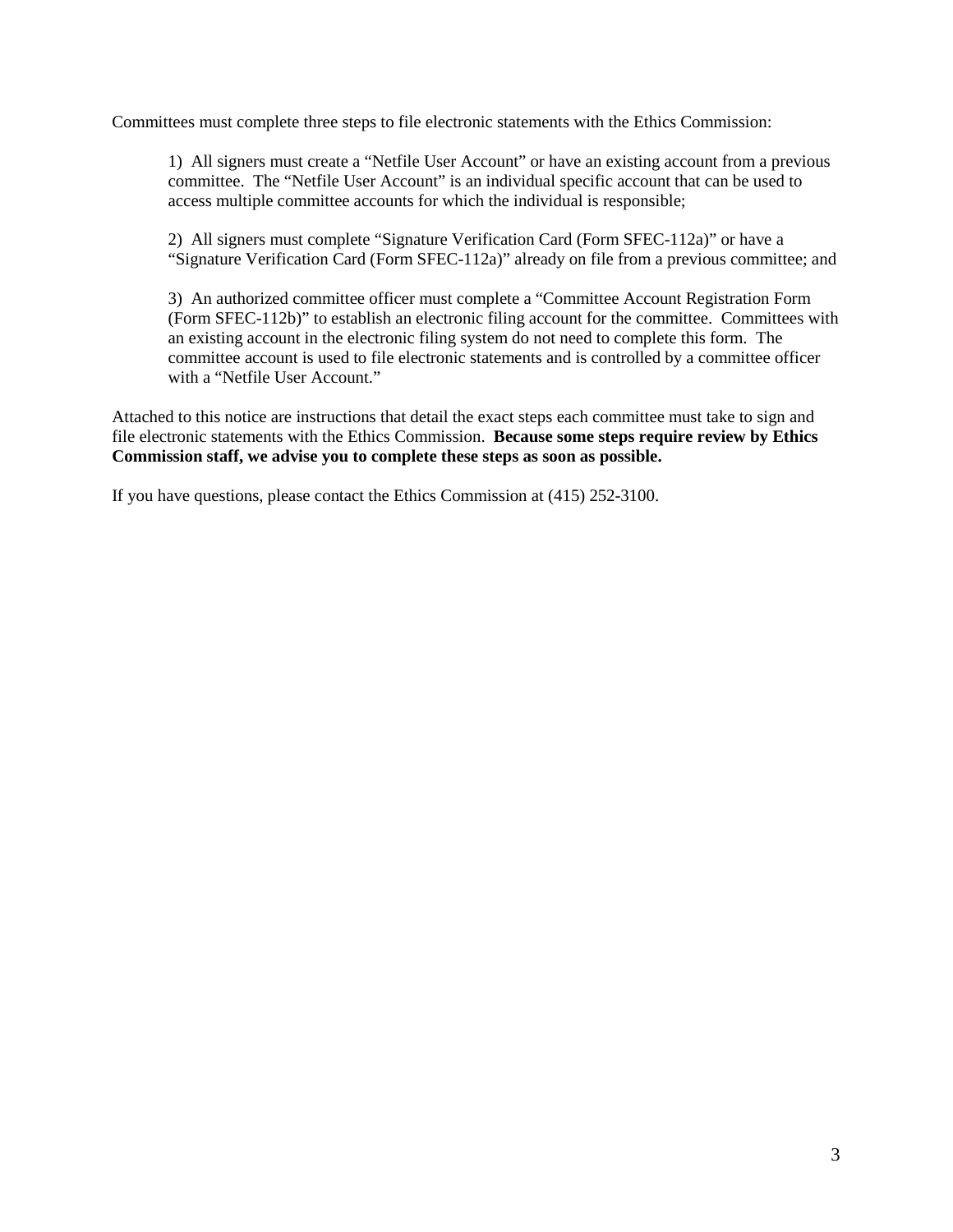Committees must complete three steps to file electronic statements with the Ethics Commission:

1) All signers must create a "Netfile User Account" or have an existing account from a previous committee. The "Netfile User Account" is an individual specific account that can be used to access multiple committee accounts for which the individual is responsible;

2) All signers must complete "Signature Verification Card (Form SFEC-112a)" or have a "Signature Verification Card (Form SFEC-112a)" already on file from a previous committee; and

3) An authorized committee officer must complete a "Committee Account Registration Form (Form SFEC-112b)" to establish an electronic filing account for the committee. Committees with an existing account in the electronic filing system do not need to complete this form. The committee account is used to file electronic statements and is controlled by a committee officer with a "Netfile User Account."

Attached to this notice are instructions that detail the exact steps each committee must take to sign and file electronic statements with the Ethics Commission. **Because some steps require review by Ethics Commission staff, we advise you to complete these steps as soon as possible.**

If you have questions, please contact the Ethics Commission at (415) 252-3100.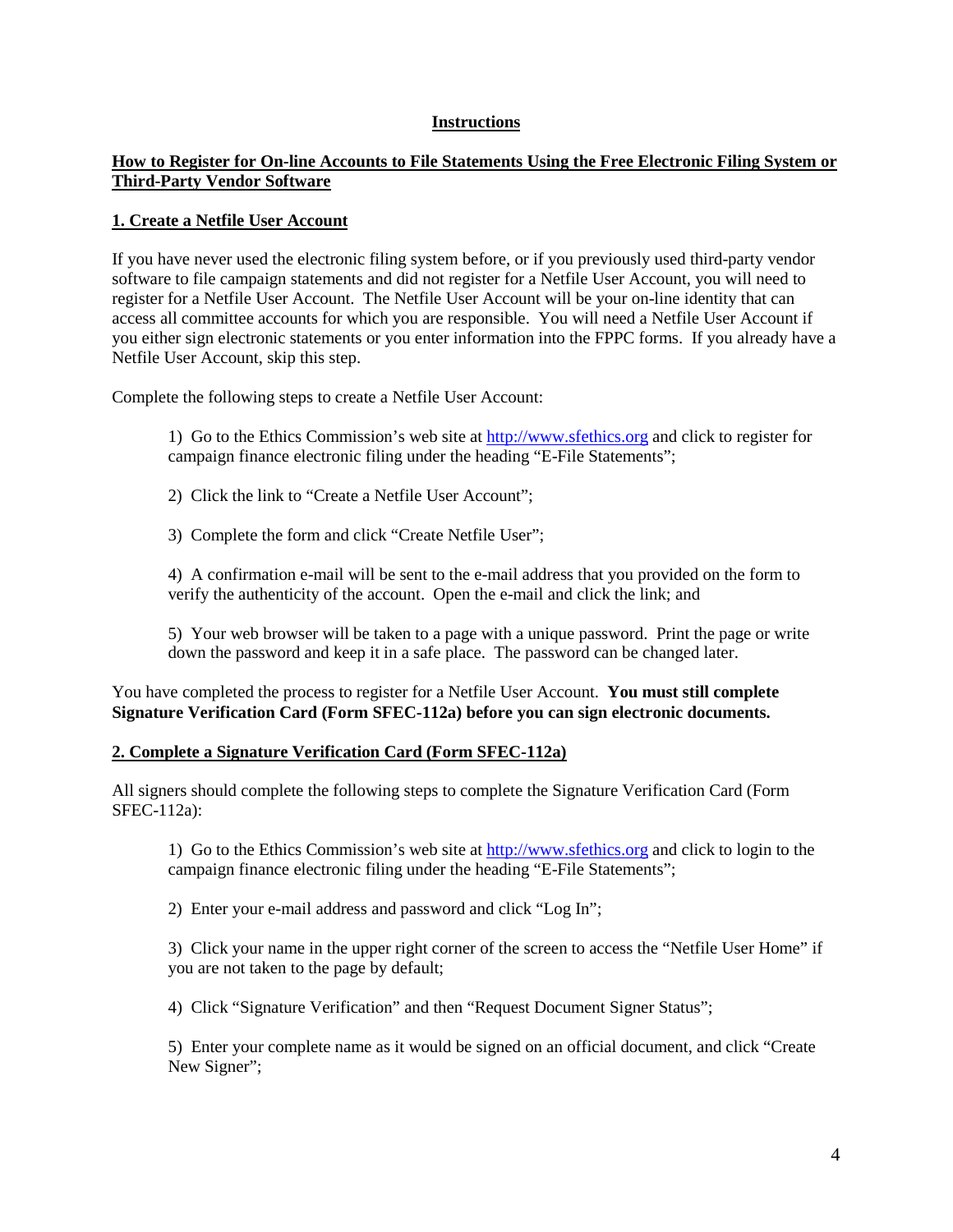## Instructions

### How to Register for On-line Accounts to File Statements Using the Free Electronic Filing System or Third-Party Vendor Software

### 1. Create a Netfile User Account

If you have never used the electronic filing system before, or if you previously used third-party vendor software to file campaign statements and did not register for a Netfile User Account, you will need to register for a Netfile User Account. The Netfile User Account will be your on-line identity that can access all committee accounts for which you are responsible. You will need a Netfile User Account if you either sign electronic statements or you enter information into the FPPC forms. If you already have a Netfile User Account, skip this step.

Complete the following steps to create a Netfile User Account:

1) Go to the Ethics Commission's web site at http://www.sfethics.org and click to register for campaign finance electronic filing under the heading "E-File Statements";

2) Click the link to "Create a Netfile User Account";

3) Complete the form and click "Create Netfile User";

4) A confirmation e-mail will be sent to the e-mail address that you provided on the form to verify the authenticity of the account. Open the e-mail and click the link; and

5) Your web browser will be taken to a page with a unique password. Print the page or write down the password and keep it in a safe place. The password can be changed later.

You have completed the process to register for a Netfile User Account. **You must still complete Signature Verification Card (Form SFEC-112a) before you can sign electronic documents.**

### 2. Complete a Signature Verification Card (Form SFEC-112a)

All signers should complete the following steps to complete the Signature Verification Card (Form SFEC-112a):

1) Go to the Ethics Commission's web site at http://www.sfethics.org and click to login to the campaign finance electronic filing under the heading "E-File Statements";

2) Enter your e-mail address and password and click "Log In";

3) Click your name in the upper right corner of the screen to access the "Netfile User Home" if you are not taken to the page by default;

4) Click "Signature Verification" and then "Request Document Signer Status";

5) Enter your complete name as it would be signed on an official document, and click "Create New Signer";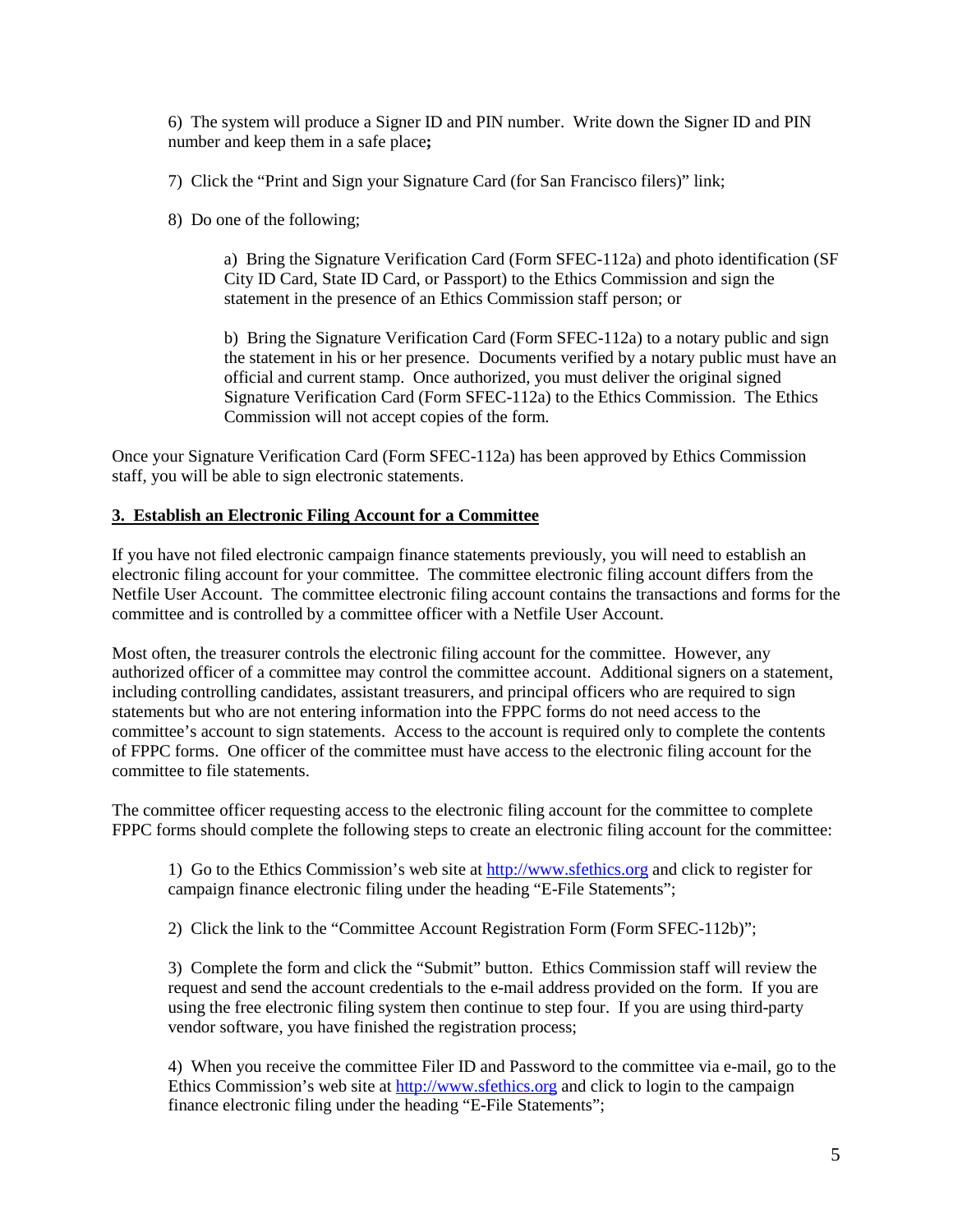6) The system will produce a Signer ID and PIN number. Write down the Signer ID and PIN number and keep them in a safe place**;**

7) Click the "Print and Sign your Signature Card (for San Francisco filers)" link;

8) Do one of the following;

> a) Bring the Signature Verification Card (Form SFEC-112a) and photo identification (SF City ID Card, State ID Card, or Passport) to the Ethics Commission and sign the statement in the presence of an Ethics Commission staff person; or
>
> b) Bring the Signature Verification Card (Form SFEC-112a) to a notary public and sign the statement in his or her presence. Documents verified by a notary public must have an official and current stamp. Once authorized, you must deliver the original signed Signature Verification Card (Form SFEC-112a) to the Ethics Commission. The Ethics Commission will not accept copies of the form.

Once your Signature Verification Card (Form SFEC-112a) has been approved by Ethics Commission staff, you will be able to sign electronic statements.

## 3. Establish an Electronic Filing Account for a Committee

If you have not filed electronic campaign finance statements previously, you will need to establish an electronic filing account for your committee. The committee electronic filing account differs from the Netfile User Account. The committee electronic filing account contains the transactions and forms for the committee and is controlled by a committee officer with a Netfile User Account.

Most often, the treasurer controls the electronic filing account for the committee. However, any authorized officer of a committee may control the committee account. Additional signers on a statement, including controlling candidates, assistant treasurers, and principal officers who are required to sign statements but who are not entering information into the FPPC forms do not need access to the committee's account to sign statements. Access to the account is required only to complete the contents of FPPC forms. One officer of the committee must have access to the electronic filing account for the committee to file statements.

The committee officer requesting access to the electronic filing account for the committee to complete FPPC forms should complete the following steps to create an electronic filing account for the committee:

1) Go to the Ethics Commission's web site at http://www.sfethics.org and click to register for campaign finance electronic filing under the heading "E-File Statements";

2) Click the link to the "Committee Account Registration Form (Form SFEC-112b)";

3) Complete the form and click the "Submit" button. Ethics Commission staff will review the request and send the account credentials to the e-mail address provided on the form. If you are using the free electronic filing system then continue to step four. If you are using third-party vendor software, you have finished the registration process;

4) When you receive the committee Filer ID and Password to the committee via e-mail, go to the Ethics Commission's web site at http://www.sfethics.org and click to login to the campaign finance electronic filing under the heading "E-File Statements";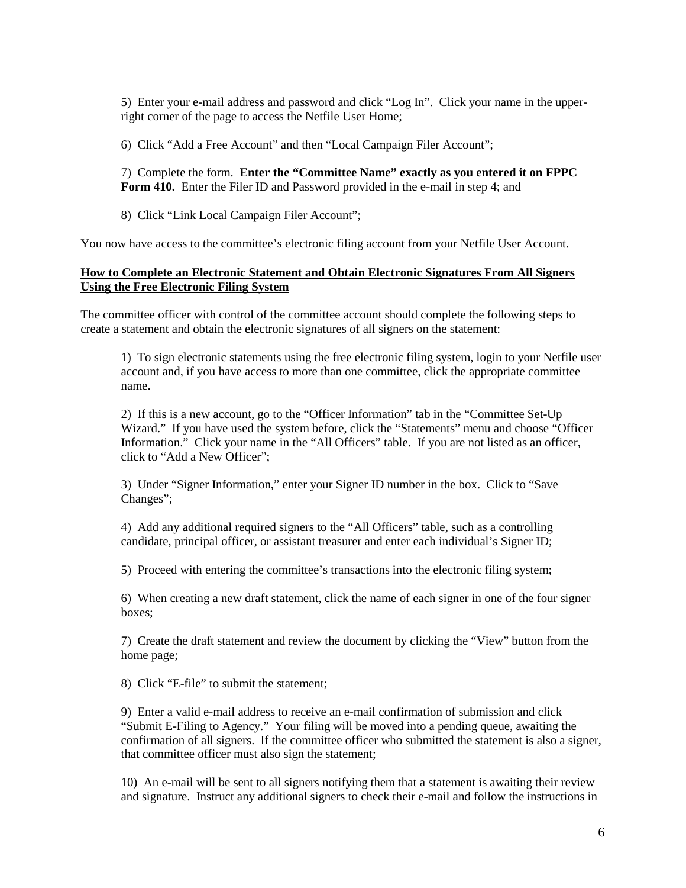5) Enter your e-mail address and password and click "Log In". Click your name in the upper-right corner of the page to access the Netfile User Home;

6) Click "Add a Free Account" and then "Local Campaign Filer Account";

7) Complete the form. **Enter the "Committee Name" exactly as you entered it on FPPC Form 410.** Enter the Filer ID and Password provided in the e-mail in step 4; and

8) Click "Link Local Campaign Filer Account";

You now have access to the committee's electronic filing account from your Netfile User Account.

**How to Complete an Electronic Statement and Obtain Electronic Signatures From All Signers Using the Free Electronic Filing System**

The committee officer with control of the committee account should complete the following steps to create a statement and obtain the electronic signatures of all signers on the statement:

1) To sign electronic statements using the free electronic filing system, login to your Netfile user account and, if you have access to more than one committee, click the appropriate committee name.

2) If this is a new account, go to the "Officer Information" tab in the "Committee Set-Up Wizard." If you have used the system before, click the "Statements" menu and choose "Officer Information." Click your name in the "All Officers" table. If you are not listed as an officer, click to "Add a New Officer";

3) Under "Signer Information," enter your Signer ID number in the box. Click to "Save Changes";

4) Add any additional required signers to the "All Officers" table, such as a controlling candidate, principal officer, or assistant treasurer and enter each individual's Signer ID;

5) Proceed with entering the committee's transactions into the electronic filing system;

6) When creating a new draft statement, click the name of each signer in one of the four signer boxes;

7) Create the draft statement and review the document by clicking the "View" button from the home page;

8) Click "E-file" to submit the statement;

9) Enter a valid e-mail address to receive an e-mail confirmation of submission and click "Submit E-Filing to Agency." Your filing will be moved into a pending queue, awaiting the confirmation of all signers. If the committee officer who submitted the statement is also a signer, that committee officer must also sign the statement;

10) An e-mail will be sent to all signers notifying them that a statement is awaiting their review and signature. Instruct any additional signers to check their e-mail and follow the instructions in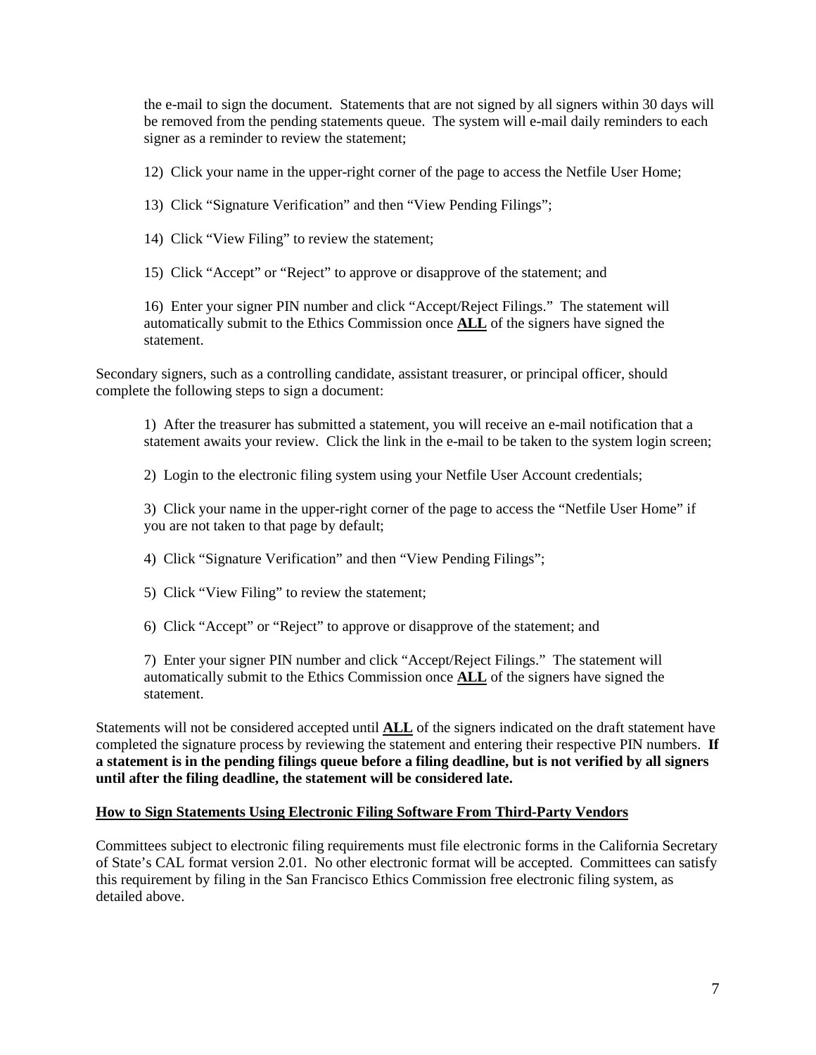the e-mail to sign the document. Statements that are not signed by all signers within 30 days will be removed from the pending statements queue. The system will e-mail daily reminders to each signer as a reminder to review the statement;

12) Click your name in the upper-right corner of the page to access the Netfile User Home;

13) Click "Signature Verification" and then "View Pending Filings";

14) Click "View Filing" to review the statement;

15) Click "Accept" or "Reject" to approve or disapprove of the statement; and

16) Enter your signer PIN number and click "Accept/Reject Filings." The statement will automatically submit to the Ethics Commission once **ALL** of the signers have signed the statement.

Secondary signers, such as a controlling candidate, assistant treasurer, or principal officer, should complete the following steps to sign a document:

1) After the treasurer has submitted a statement, you will receive an e-mail notification that a statement awaits your review. Click the link in the e-mail to be taken to the system login screen;

2) Login to the electronic filing system using your Netfile User Account credentials;

3) Click your name in the upper-right corner of the page to access the "Netfile User Home" if you are not taken to that page by default;

4) Click "Signature Verification" and then "View Pending Filings";

5) Click "View Filing" to review the statement;

6) Click "Accept" or "Reject" to approve or disapprove of the statement; and

7) Enter your signer PIN number and click "Accept/Reject Filings." The statement will automatically submit to the Ethics Commission once **ALL** of the signers have signed the statement.

Statements will not be considered accepted until **ALL** of the signers indicated on the draft statement have completed the signature process by reviewing the statement and entering their respective PIN numbers. **If a statement is in the pending filings queue before a filing deadline, but is not verified by all signers until after the filing deadline, the statement will be considered late.**

**How to Sign Statements Using Electronic Filing Software From Third-Party Vendors**

Committees subject to electronic filing requirements must file electronic forms in the California Secretary of State's CAL format version 2.01. No other electronic format will be accepted. Committees can satisfy this requirement by filing in the San Francisco Ethics Commission free electronic filing system, as detailed above.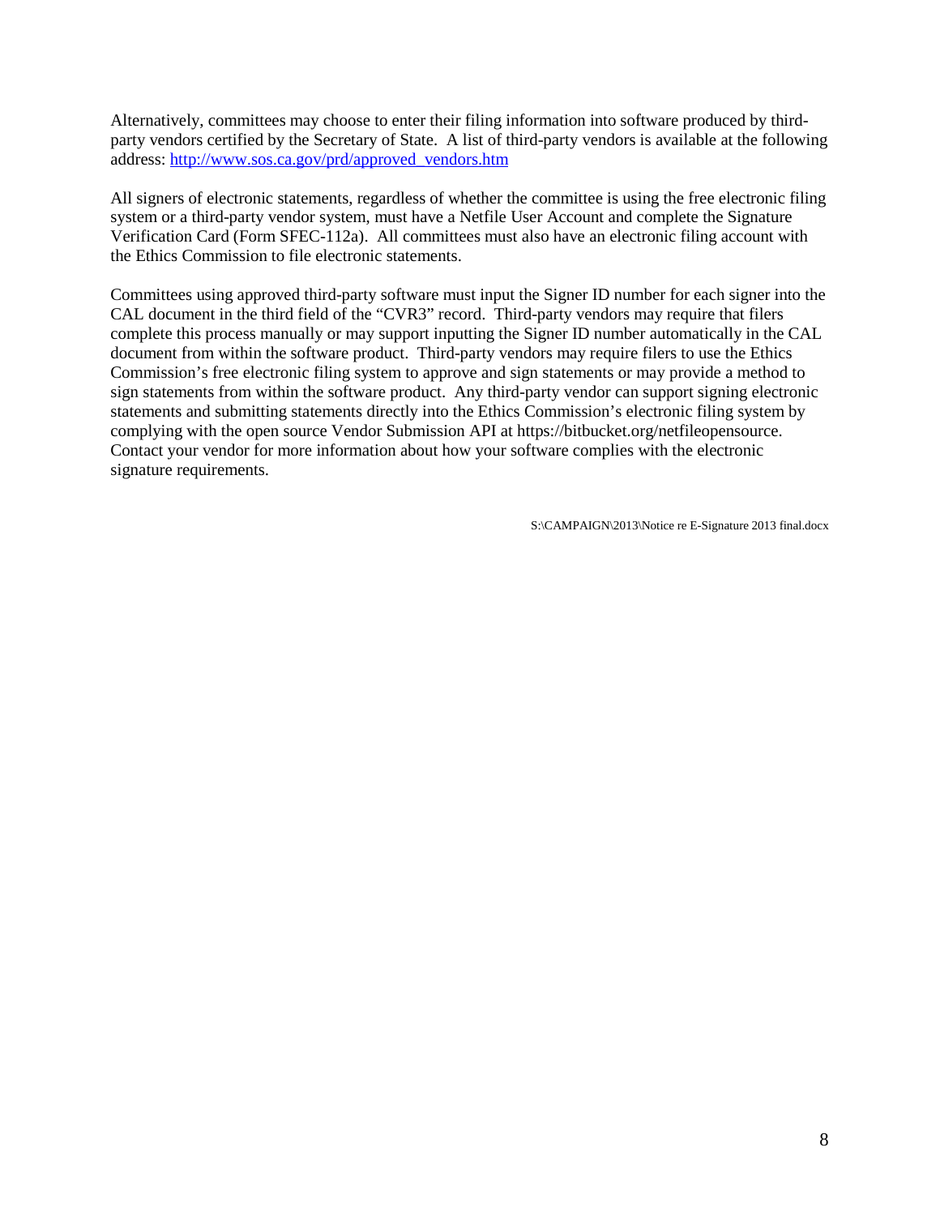Alternatively, committees may choose to enter their filing information into software produced by third-party vendors certified by the Secretary of State. A list of third-party vendors is available at the following address: [http://www.sos.ca.gov/prd/approved_vendors.htm](http://www.sos.ca.gov/prd/approved_vendors.htm)

All signers of electronic statements, regardless of whether the committee is using the free electronic filing system or a third-party vendor system, must have a Netfile User Account and complete the Signature Verification Card (Form SFEC-112a). All committees must also have an electronic filing account with the Ethics Commission to file electronic statements.

Committees using approved third-party software must input the Signer ID number for each signer into the CAL document in the third field of the "CVR3" record. Third-party vendors may require that filers complete this process manually or may support inputting the Signer ID number automatically in the CAL document from within the software product. Third-party vendors may require filers to use the Ethics Commission's free electronic filing system to approve and sign statements or may provide a method to sign statements from within the software product. Any third-party vendor can support signing electronic statements and submitting statements directly into the Ethics Commission's electronic filing system by complying with the open source Vendor Submission API at https://bitbucket.org/netfileopensource. Contact your vendor for more information about how your software complies with the electronic signature requirements.

S:\CAMPAIGN\2013\Notice re E-Signature 2013 final.docx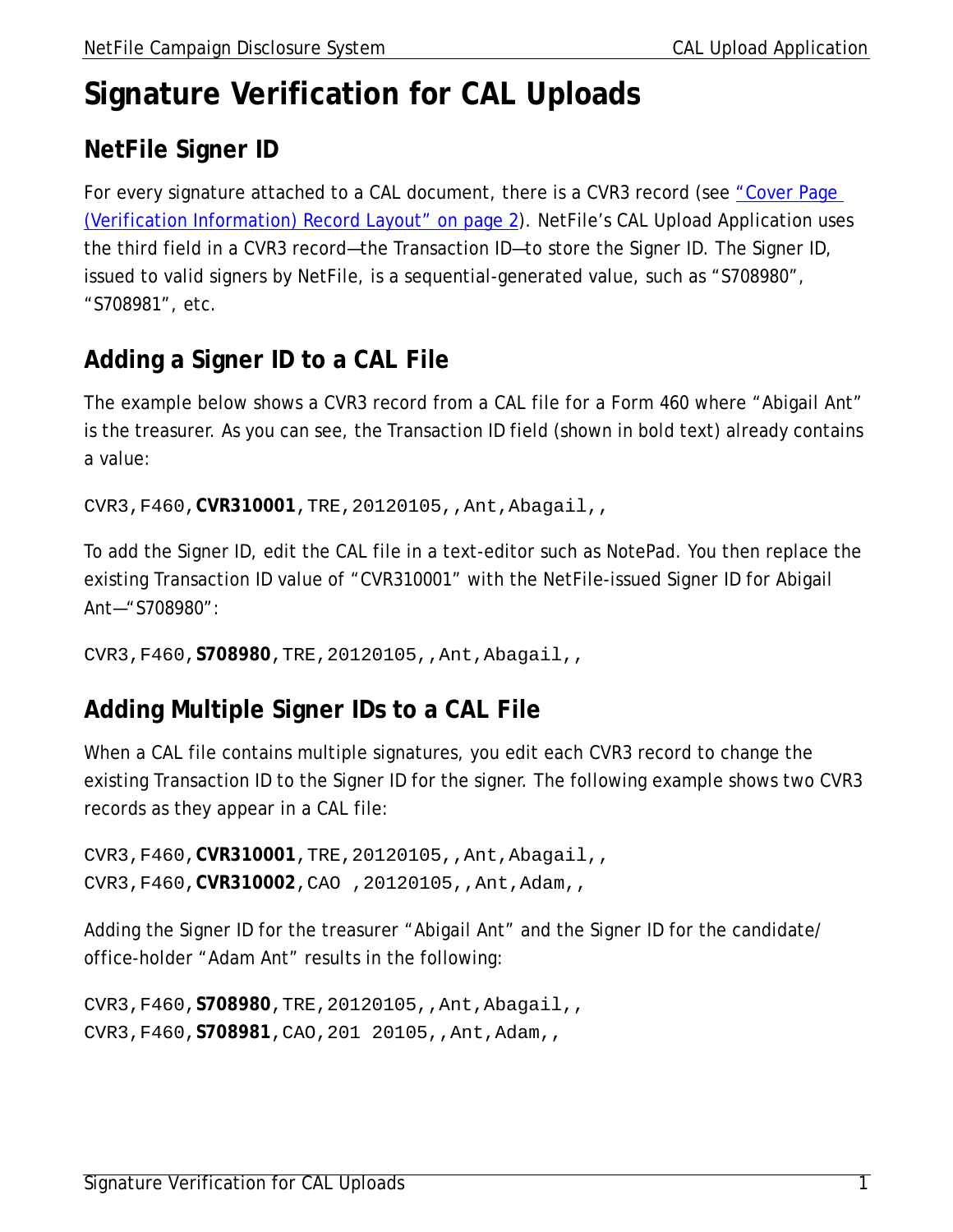# Signature Verification for CAL Uploads

## NetFile Signer ID

For every signature attached to a CAL document, there is a CVR3 record (see "Cover Page (Verification Information) Record Layout" on page 2). NetFile's CAL Upload Application uses the third field in a CVR3 record—the Transaction ID—to store the Signer ID. The Signer ID, issued to valid signers by NetFile, is a sequential-generated value, such as "S708980", "S708981", etc.

## Adding a Signer ID to a CAL File

The example below shows a CVR3 record from a CAL file for a Form 460 where "Abigail Ant" is the treasurer. As you can see, the Transaction ID field (shown in bold text) already contains a value:

```
CVR3,F460,CVR310001,TRE,20120105,,Ant,Abagail,,
```

To add the Signer ID, edit the CAL file in a text-editor such as NotePad. You then replace the existing Transaction ID value of "CVR310001" with the NetFile-issued Signer ID for Abigail Ant—"S708980":

```
CVR3,F460,S708980,TRE,20120105,,Ant,Abagail,,
```

## Adding Multiple Signer IDs to a CAL File

When a CAL file contains multiple signatures, you edit each CVR3 record to change the existing Transaction ID to the Signer ID for the signer. The following example shows two CVR3 records as they appear in a CAL file:

```
CVR3,F460,CVR310001,TRE,20120105,,Ant,Abagail,,
CVR3,F460,CVR310002,CAO ,20120105,,Ant,Adam,,
```

Adding the Signer ID for the treasurer "Abigail Ant" and the Signer ID for the candidate/ office-holder "Adam Ant" results in the following:

```
CVR3,F460,S708980,TRE,20120105,,Ant,Abagail,,
CVR3,F460,S708981,CAO,201 20105,,Ant,Adam,,
```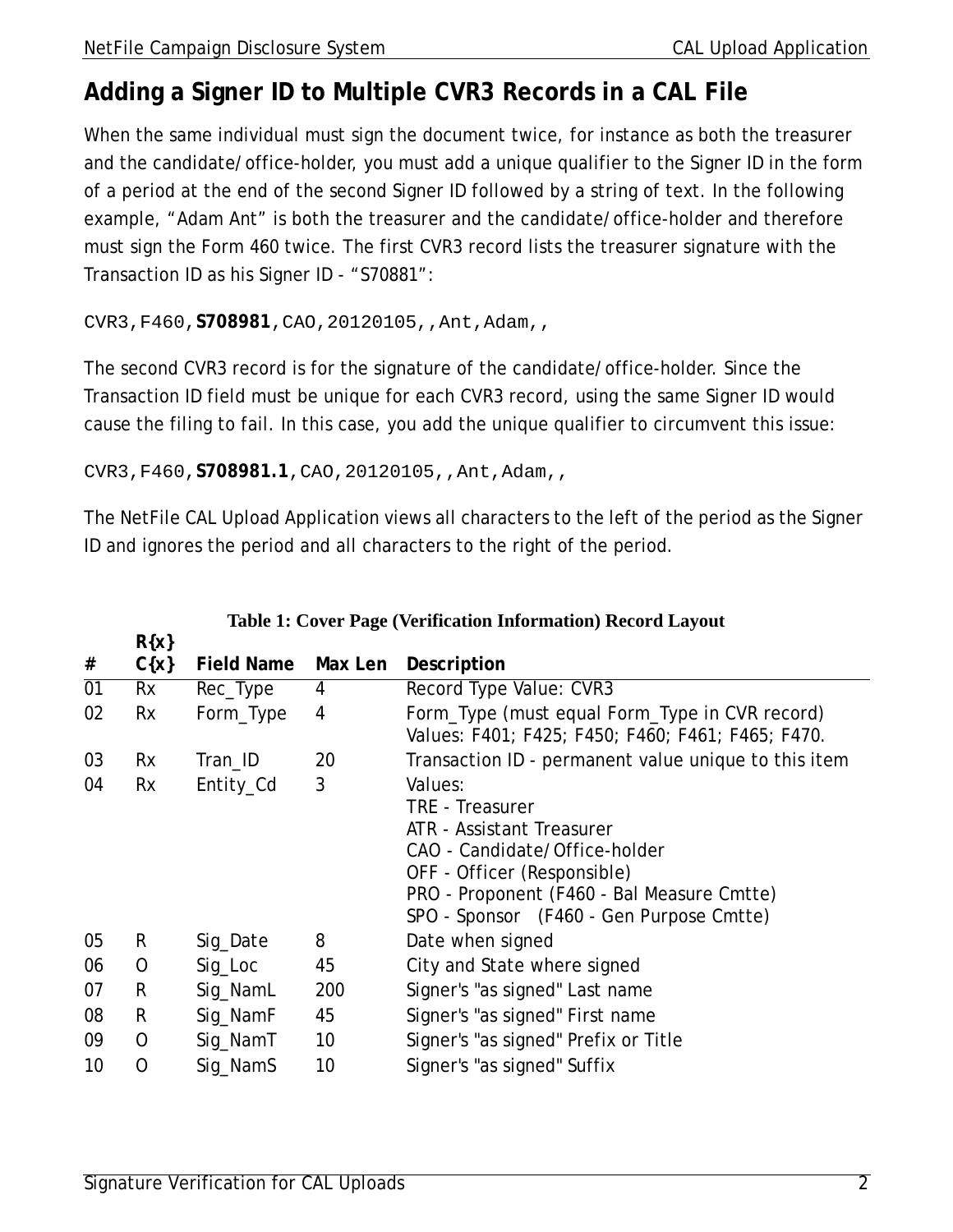## Adding a Signer ID to Multiple CVR3 Records in a CAL File

When the same individual must sign the document twice, for instance as both the treasurer and the candidate/office-holder, you must add a unique qualifier to the Signer ID in the form of a period at the end of the second Signer ID followed by a string of text. In the following example, "Adam Ant" is both the treasurer and the candidate/office-holder and therefore must sign the Form 460 twice. The first CVR3 record lists the treasurer signature with the Transaction ID as his Signer ID - "S70881":

CVR3,F460,**S708981**,CAO,20120105,,Ant,Adam,,

The second CVR3 record is for the signature of the candidate/office-holder. Since the Transaction ID field must be unique for each CVR3 record, using the same Signer ID would cause the filing to fail. In this case, you add the unique qualifier to circumvent this issue:

CVR3,F460,**S708981.1**,CAO,20120105,,Ant,Adam,,

The NetFile CAL Upload Application views all characters to the left of the period as the Signer ID and ignores the period and all characters to the right of the period.

**Table 1: Cover Page (Verification Information) Record Layout**

| # | R{x} C{x} | Field Name | Max Len | Description |
|---|---|---|---|---|
| 01 | Rx | Rec_Type | 4 | Record Type Value: CVR3 |
| 02 | Rx | Form_Type | 4 | Form_Type (must equal Form_Type in CVR record) Values: F401; F425; F450; F460; F461; F465; F470. |
| 03 | Rx | Tran_ID | 20 | Transaction ID - permanent value unique to this item |
| 04 | Rx | Entity_Cd | 3 | Values:<br>TRE - Treasurer<br>ATR - Assistant Treasurer<br>CAO - Candidate/Office-holder<br>OFF - Officer (Responsible)<br>PRO - Proponent (F460 - Bal Measure Cmtte)<br>SPO - Sponsor (F460 - Gen Purpose Cmtte) |
| 05 | R | Sig_Date | 8 | Date when signed |
| 06 | O | Sig_Loc | 45 | City and State where signed |
| 07 | R | Sig_NamL | 200 | Signer's "as signed" Last name |
| 08 | R | Sig_NamF | 45 | Signer's "as signed" First name |
| 09 | O | Sig_NamT | 10 | Signer's "as signed" Prefix or Title |
| 10 | O | Sig_NamS | 10 | Signer's "as signed" Suffix |